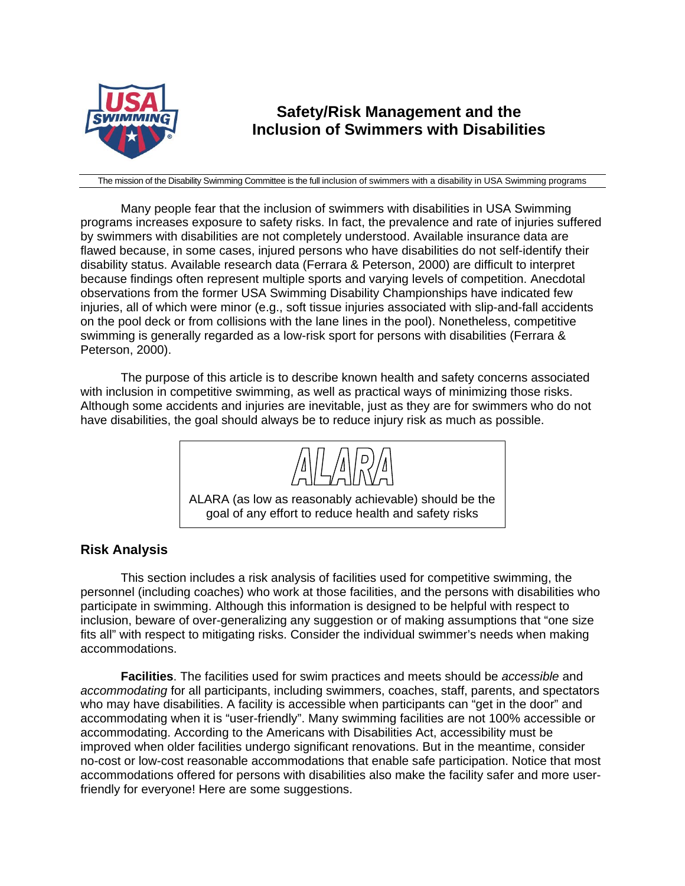# Safety/Risk Management and the Inclusion of Swimmers with Disabilities

The mission of the Disability Swimming Committee is the full inclusion of swimmers with a disability in USA Swimming programs

Many people fear that the inclusion of swimmers with disabilities in USA Swimming programs increases exposure to safety risks. In fact, the prevalence and rate of injuries suffered by swimmers with disabilities are not completely understood. Available insurance data are flawed because, in some cases, injured persons who have disabilities do not self-identify their disability status. Available research data (Ferrara & Peterson, 2000) are difficult to interpret because findings often represent multiple sports and varying levels of competition. Anecdotal observations from the former USA Swimming Disability Championships have indicated few injuries, all of which were minor (e.g., soft tissue injuries associated with slip-and-fall accidents on the pool deck or from collisions with the lane lines in the pool). Nonetheless, competitive swimming is generally regarded as a low-risk sport for persons with disabilities (Ferrara & Peterson, 2000).

The purpose of this article is to describe known health and safety concerns associated with inclusion in competitive swimming, as well as practical ways of minimizing those risks. Although some accidents and injuries are inevitable, just as they are for swimmers who do not have disabilities, the goal should always be to reduce injury risk as much as possible.

> **ALARA**
>
> ALARA (as low as reasonably achievable) should be the goal of any effort to reduce health and safety risks

## Risk Analysis

This section includes a risk analysis of facilities used for competitive swimming, the personnel (including coaches) who work at those facilities, and the persons with disabilities who participate in swimming. Although this information is designed to be helpful with respect to inclusion, beware of over-generalizing any suggestion or of making assumptions that "one size fits all" with respect to mitigating risks. Consider the individual swimmer's needs when making accommodations.

**Facilities**. The facilities used for swim practices and meets should be *accessible* and *accommodating* for all participants, including swimmers, coaches, staff, parents, and spectators who may have disabilities. A facility is accessible when participants can "get in the door" and accommodating when it is "user-friendly". Many swimming facilities are not 100% accessible or accommodating. According to the Americans with Disabilities Act, accessibility must be improved when older facilities undergo significant renovations. But in the meantime, consider no-cost or low-cost reasonable accommodations that enable safe participation. Notice that most accommodations offered for persons with disabilities also make the facility safer and more user-friendly for everyone! Here are some suggestions.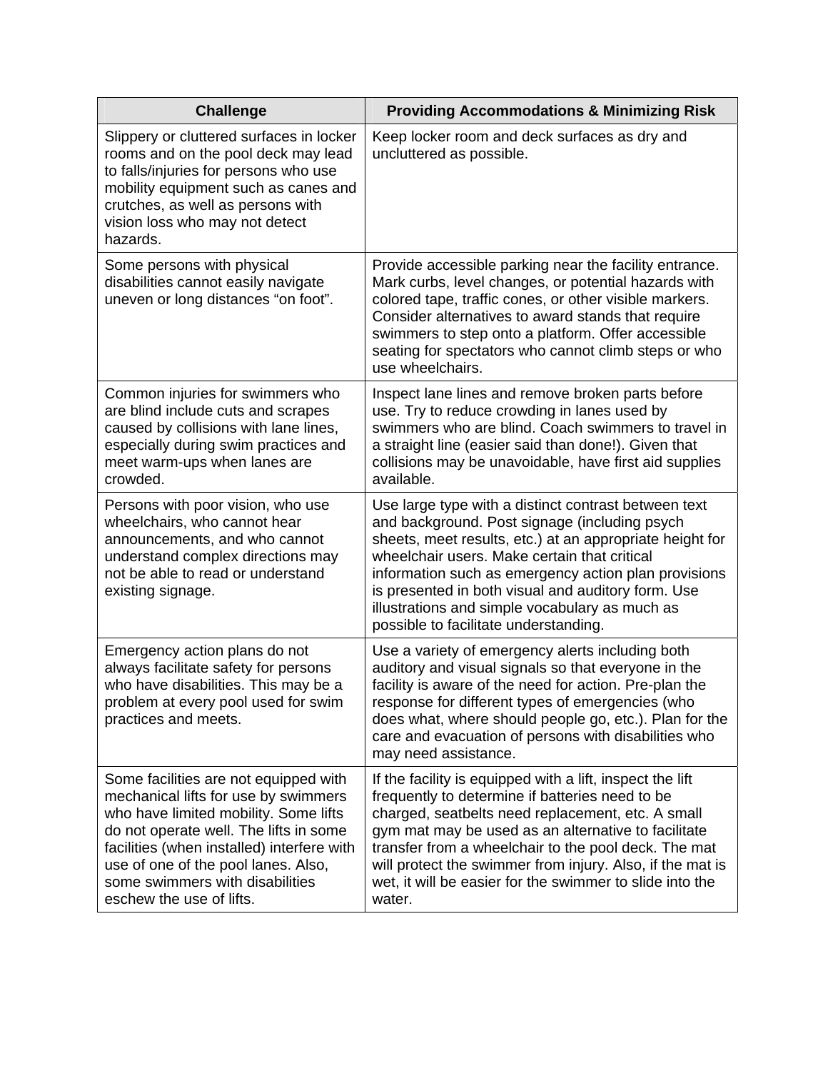| Challenge | Providing Accommodations & Minimizing Risk |
|---|---|
| Slippery or cluttered surfaces in locker rooms and on the pool deck may lead to falls/injuries for persons who use mobility equipment such as canes and crutches, as well as persons with vision loss who may not detect hazards. | Keep locker room and deck surfaces as dry and uncluttered as possible. |
| Some persons with physical disabilities cannot easily navigate uneven or long distances “on foot”. | Provide accessible parking near the facility entrance. Mark curbs, level changes, or potential hazards with colored tape, traffic cones, or other visible markers. Consider alternatives to award stands that require swimmers to step onto a platform. Offer accessible seating for spectators who cannot climb steps or who use wheelchairs. |
| Common injuries for swimmers who are blind include cuts and scrapes caused by collisions with lane lines, especially during swim practices and meet warm-ups when lanes are crowded. | Inspect lane lines and remove broken parts before use. Try to reduce crowding in lanes used by swimmers who are blind. Coach swimmers to travel in a straight line (easier said than done!). Given that collisions may be unavoidable, have first aid supplies available. |
| Persons with poor vision, who use wheelchairs, who cannot hear announcements, and who cannot understand complex directions may not be able to read or understand existing signage. | Use large type with a distinct contrast between text and background. Post signage (including psych sheets, meet results, etc.) at an appropriate height for wheelchair users. Make certain that critical information such as emergency action plan provisions is presented in both visual and auditory form. Use illustrations and simple vocabulary as much as possible to facilitate understanding. |
| Emergency action plans do not always facilitate safety for persons who have disabilities. This may be a problem at every pool used for swim practices and meets. | Use a variety of emergency alerts including both auditory and visual signals so that everyone in the facility is aware of the need for action. Pre-plan the response for different types of emergencies (who does what, where should people go, etc.). Plan for the care and evacuation of persons with disabilities who may need assistance. |
| Some facilities are not equipped with mechanical lifts for use by swimmers who have limited mobility. Some lifts do not operate well. The lifts in some facilities (when installed) interfere with use of one of the pool lanes. Also, some swimmers with disabilities eschew the use of lifts. | If the facility is equipped with a lift, inspect the lift frequently to determine if batteries need to be charged, seatbelts need replacement, etc. A small gym mat may be used as an alternative to facilitate transfer from a wheelchair to the pool deck. The mat will protect the swimmer from injury. Also, if the mat is wet, it will be easier for the swimmer to slide into the water. |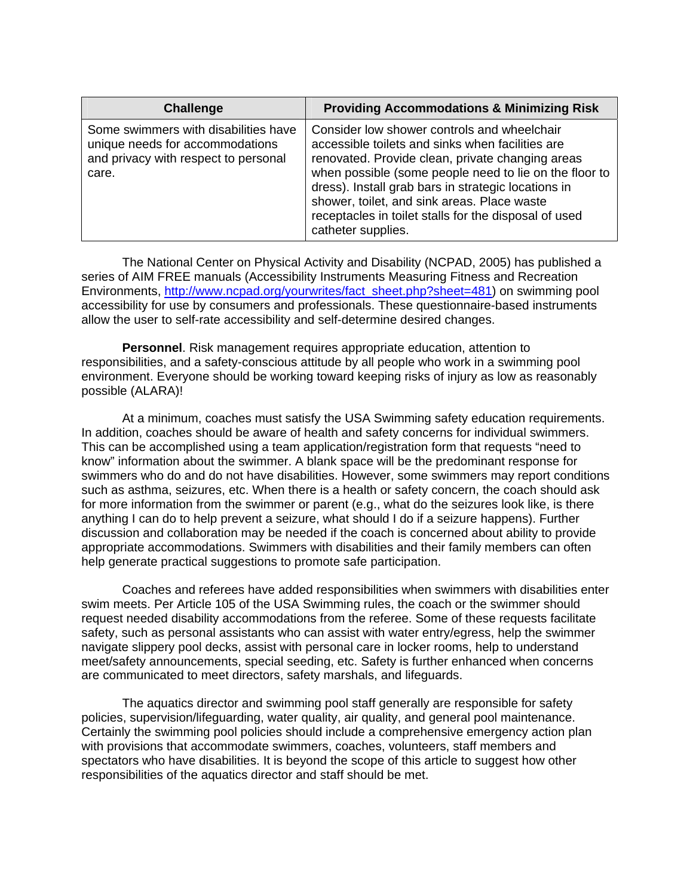| Challenge | Providing Accommodations & Minimizing Risk |
| --- | --- |
| Some swimmers with disabilities have unique needs for accommodations and privacy with respect to personal care. | Consider low shower controls and wheelchair accessible toilets and sinks when facilities are renovated. Provide clean, private changing areas when possible (some people need to lie on the floor to dress). Install grab bars in strategic locations in shower, toilet, and sink areas. Place waste receptacles in toilet stalls for the disposal of used catheter supplies. |

The National Center on Physical Activity and Disability (NCPAD, 2005) has published a series of AIM FREE manuals (Accessibility Instruments Measuring Fitness and Recreation Environments, http://www.ncpad.org/yourwrites/fact_sheet.php?sheet=481) on swimming pool accessibility for use by consumers and professionals. These questionnaire-based instruments allow the user to self-rate accessibility and self-determine desired changes.

**Personnel**. Risk management requires appropriate education, attention to responsibilities, and a safety-conscious attitude by all people who work in a swimming pool environment. Everyone should be working toward keeping risks of injury as low as reasonably possible (ALARA)!

At a minimum, coaches must satisfy the USA Swimming safety education requirements. In addition, coaches should be aware of health and safety concerns for individual swimmers. This can be accomplished using a team application/registration form that requests "need to know" information about the swimmer. A blank space will be the predominant response for swimmers who do and do not have disabilities. However, some swimmers may report conditions such as asthma, seizures, etc. When there is a health or safety concern, the coach should ask for more information from the swimmer or parent (e.g., what do the seizures look like, is there anything I can do to help prevent a seizure, what should I do if a seizure happens). Further discussion and collaboration may be needed if the coach is concerned about ability to provide appropriate accommodations. Swimmers with disabilities and their family members can often help generate practical suggestions to promote safe participation.

Coaches and referees have added responsibilities when swimmers with disabilities enter swim meets. Per Article 105 of the USA Swimming rules, the coach or the swimmer should request needed disability accommodations from the referee. Some of these requests facilitate safety, such as personal assistants who can assist with water entry/egress, help the swimmer navigate slippery pool decks, assist with personal care in locker rooms, help to understand meet/safety announcements, special seeding, etc. Safety is further enhanced when concerns are communicated to meet directors, safety marshals, and lifeguards.

The aquatics director and swimming pool staff generally are responsible for safety policies, supervision/lifeguarding, water quality, air quality, and general pool maintenance. Certainly the swimming pool policies should include a comprehensive emergency action plan with provisions that accommodate swimmers, coaches, volunteers, staff members and spectators who have disabilities. It is beyond the scope of this article to suggest how other responsibilities of the aquatics director and staff should be met.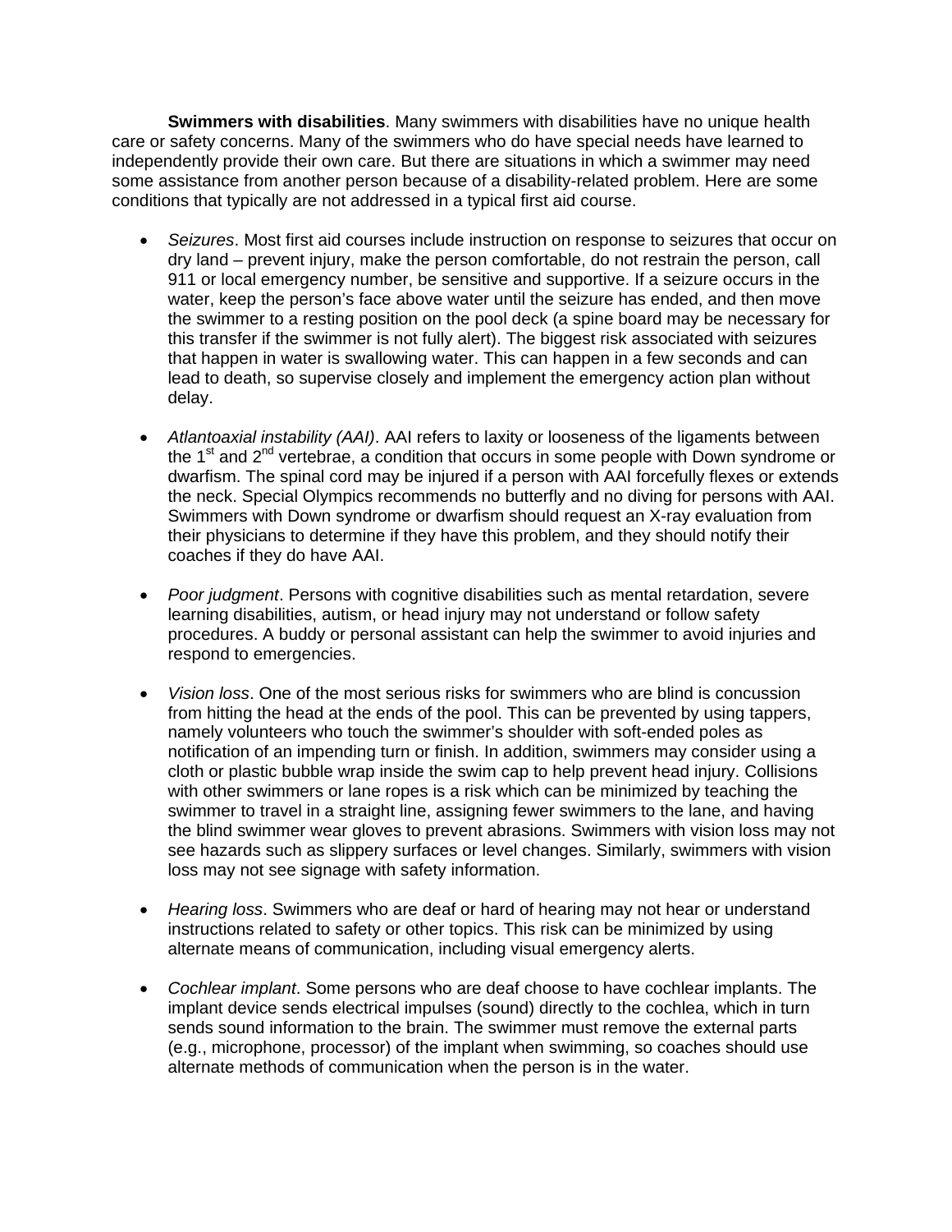**Swimmers with disabilities**. Many swimmers with disabilities have no unique health care or safety concerns. Many of the swimmers who do have special needs have learned to independently provide their own care. But there are situations in which a swimmer may need some assistance from another person because of a disability-related problem. Here are some conditions that typically are not addressed in a typical first aid course.

- *Seizures*. Most first aid courses include instruction on response to seizures that occur on dry land – prevent injury, make the person comfortable, do not restrain the person, call 911 or local emergency number, be sensitive and supportive. If a seizure occurs in the water, keep the person's face above water until the seizure has ended, and then move the swimmer to a resting position on the pool deck (a spine board may be necessary for this transfer if the swimmer is not fully alert). The biggest risk associated with seizures that happen in water is swallowing water. This can happen in a few seconds and can lead to death, so supervise closely and implement the emergency action plan without delay.

- *Atlantoaxial instability (AAI)*. AAI refers to laxity or looseness of the ligaments between the 1st and 2nd vertebrae, a condition that occurs in some people with Down syndrome or dwarfism. The spinal cord may be injured if a person with AAI forcefully flexes or extends the neck. Special Olympics recommends no butterfly and no diving for persons with AAI. Swimmers with Down syndrome or dwarfism should request an X-ray evaluation from their physicians to determine if they have this problem, and they should notify their coaches if they do have AAI.

- *Poor judgment*. Persons with cognitive disabilities such as mental retardation, severe learning disabilities, autism, or head injury may not understand or follow safety procedures. A buddy or personal assistant can help the swimmer to avoid injuries and respond to emergencies.

- *Vision loss*. One of the most serious risks for swimmers who are blind is concussion from hitting the head at the ends of the pool. This can be prevented by using tappers, namely volunteers who touch the swimmer's shoulder with soft-ended poles as notification of an impending turn or finish. In addition, swimmers may consider using a cloth or plastic bubble wrap inside the swim cap to help prevent head injury. Collisions with other swimmers or lane ropes is a risk which can be minimized by teaching the swimmer to travel in a straight line, assigning fewer swimmers to the lane, and having the blind swimmer wear gloves to prevent abrasions. Swimmers with vision loss may not see hazards such as slippery surfaces or level changes. Similarly, swimmers with vision loss may not see signage with safety information.

- *Hearing loss*. Swimmers who are deaf or hard of hearing may not hear or understand instructions related to safety or other topics. This risk can be minimized by using alternate means of communication, including visual emergency alerts.

- *Cochlear implant*. Some persons who are deaf choose to have cochlear implants. The implant device sends electrical impulses (sound) directly to the cochlea, which in turn sends sound information to the brain. The swimmer must remove the external parts (e.g., microphone, processor) of the implant when swimming, so coaches should use alternate methods of communication when the person is in the water.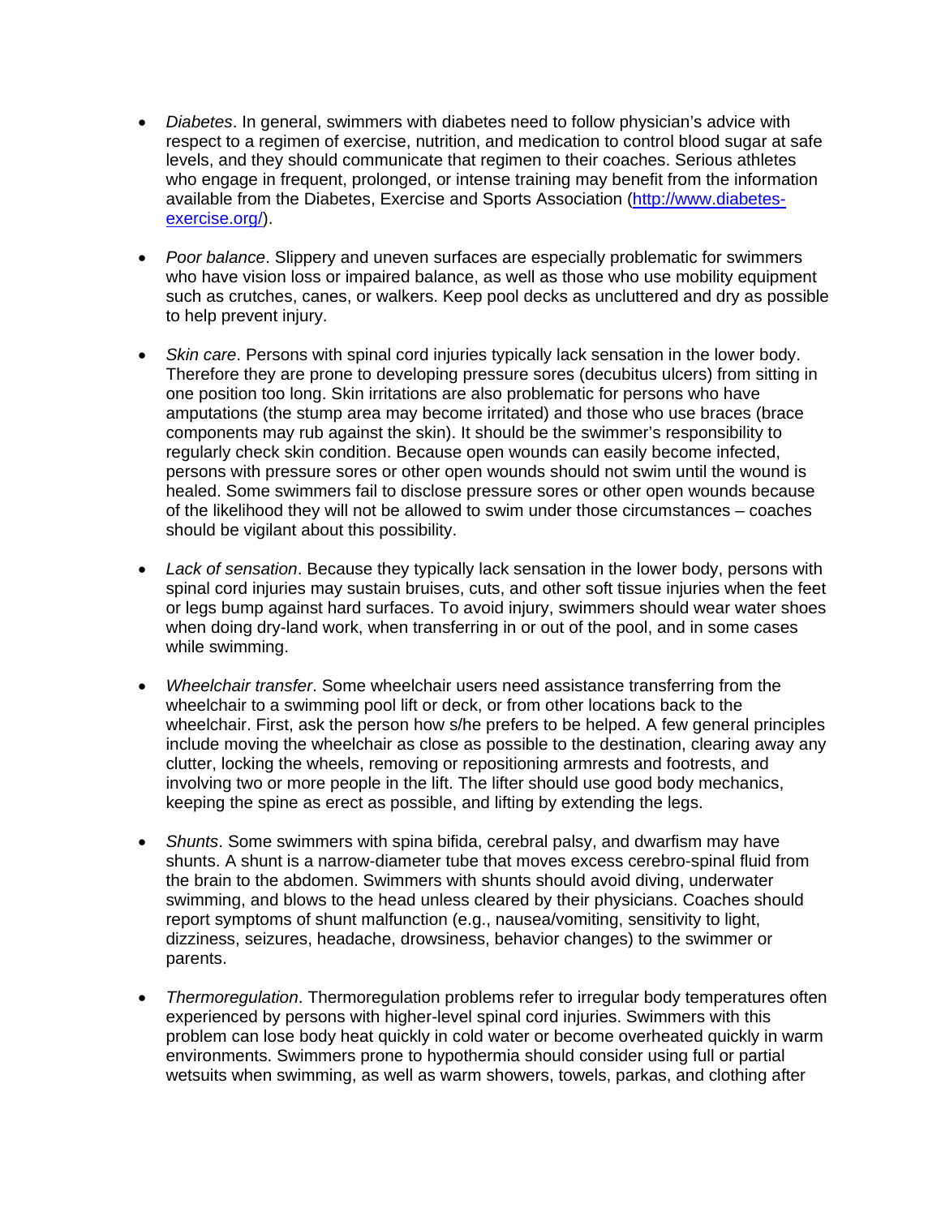- *Diabetes*. In general, swimmers with diabetes need to follow physician's advice with respect to a regimen of exercise, nutrition, and medication to control blood sugar at safe levels, and they should communicate that regimen to their coaches. Serious athletes who engage in frequent, prolonged, or intense training may benefit from the information available from the Diabetes, Exercise and Sports Association (http://www.diabetes-exercise.org/).

- *Poor balance*. Slippery and uneven surfaces are especially problematic for swimmers who have vision loss or impaired balance, as well as those who use mobility equipment such as crutches, canes, or walkers. Keep pool decks as uncluttered and dry as possible to help prevent injury.

- *Skin care*. Persons with spinal cord injuries typically lack sensation in the lower body. Therefore they are prone to developing pressure sores (decubitus ulcers) from sitting in one position too long. Skin irritations are also problematic for persons who have amputations (the stump area may become irritated) and those who use braces (brace components may rub against the skin). It should be the swimmer's responsibility to regularly check skin condition. Because open wounds can easily become infected, persons with pressure sores or other open wounds should not swim until the wound is healed. Some swimmers fail to disclose pressure sores or other open wounds because of the likelihood they will not be allowed to swim under those circumstances – coaches should be vigilant about this possibility.

- *Lack of sensation*. Because they typically lack sensation in the lower body, persons with spinal cord injuries may sustain bruises, cuts, and other soft tissue injuries when the feet or legs bump against hard surfaces. To avoid injury, swimmers should wear water shoes when doing dry-land work, when transferring in or out of the pool, and in some cases while swimming.

- *Wheelchair transfer*. Some wheelchair users need assistance transferring from the wheelchair to a swimming pool lift or deck, or from other locations back to the wheelchair. First, ask the person how s/he prefers to be helped. A few general principles include moving the wheelchair as close as possible to the destination, clearing away any clutter, locking the wheels, removing or repositioning armrests and footrests, and involving two or more people in the lift. The lifter should use good body mechanics, keeping the spine as erect as possible, and lifting by extending the legs.

- *Shunts*. Some swimmers with spina bifida, cerebral palsy, and dwarfism may have shunts. A shunt is a narrow-diameter tube that moves excess cerebro-spinal fluid from the brain to the abdomen. Swimmers with shunts should avoid diving, underwater swimming, and blows to the head unless cleared by their physicians. Coaches should report symptoms of shunt malfunction (e.g., nausea/vomiting, sensitivity to light, dizziness, seizures, headache, drowsiness, behavior changes) to the swimmer or parents.

- *Thermoregulation*. Thermoregulation problems refer to irregular body temperatures often experienced by persons with higher-level spinal cord injuries. Swimmers with this problem can lose body heat quickly in cold water or become overheated quickly in warm environments. Swimmers prone to hypothermia should consider using full or partial wetsuits when swimming, as well as warm showers, towels, parkas, and clothing after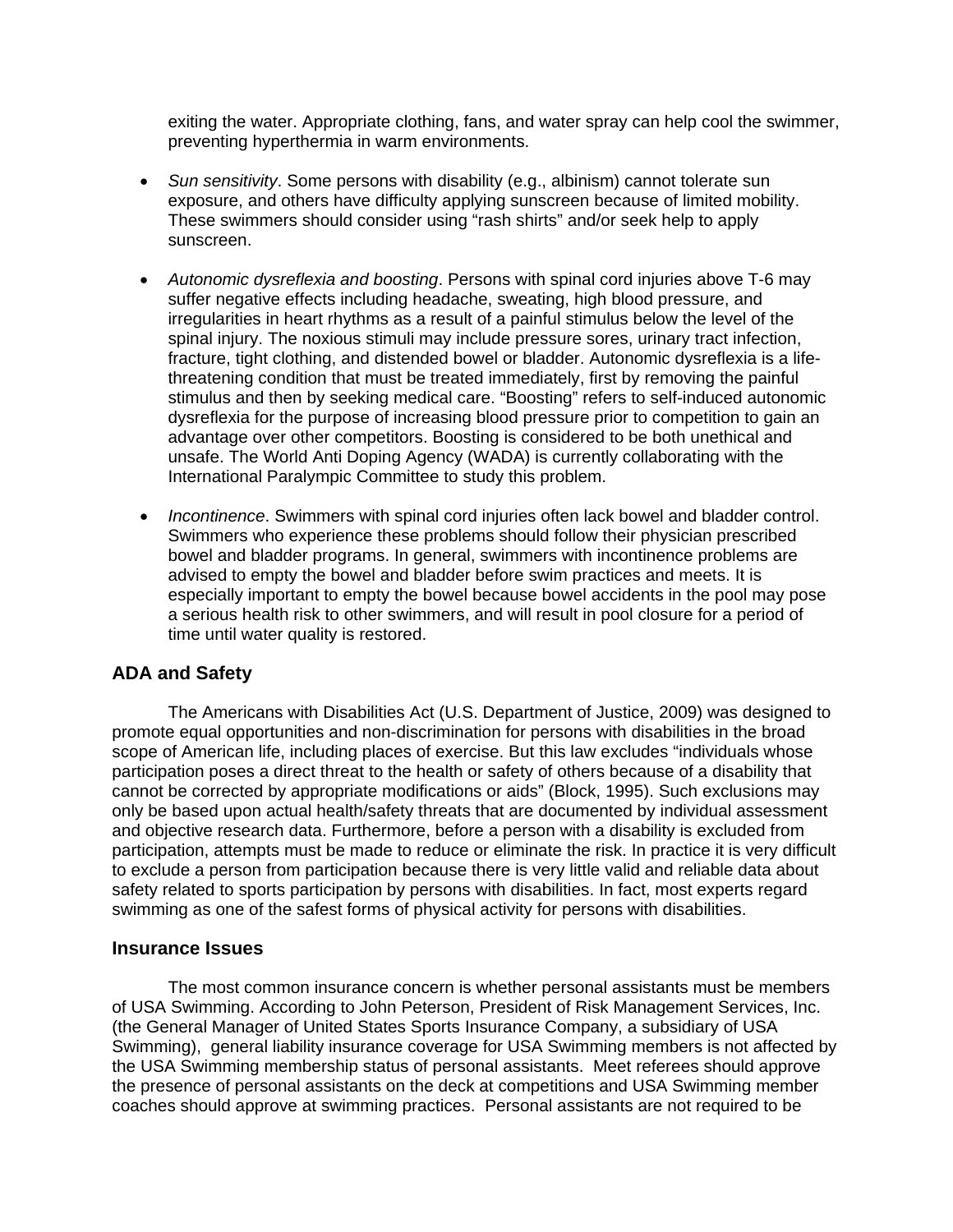exiting the water. Appropriate clothing, fans, and water spray can help cool the swimmer, preventing hyperthermia in warm environments.

- *Sun sensitivity*. Some persons with disability (e.g., albinism) cannot tolerate sun exposure, and others have difficulty applying sunscreen because of limited mobility. These swimmers should consider using "rash shirts" and/or seek help to apply sunscreen.

- *Autonomic dysreflexia and boosting*. Persons with spinal cord injuries above T-6 may suffer negative effects including headache, sweating, high blood pressure, and irregularities in heart rhythms as a result of a painful stimulus below the level of the spinal injury. The noxious stimuli may include pressure sores, urinary tract infection, fracture, tight clothing, and distended bowel or bladder. Autonomic dysreflexia is a life-threatening condition that must be treated immediately, first by removing the painful stimulus and then by seeking medical care. "Boosting" refers to self-induced autonomic dysreflexia for the purpose of increasing blood pressure prior to competition to gain an advantage over other competitors. Boosting is considered to be both unethical and unsafe. The World Anti Doping Agency (WADA) is currently collaborating with the International Paralympic Committee to study this problem.

- *Incontinence*. Swimmers with spinal cord injuries often lack bowel and bladder control. Swimmers who experience these problems should follow their physician prescribed bowel and bladder programs. In general, swimmers with incontinence problems are advised to empty the bowel and bladder before swim practices and meets. It is especially important to empty the bowel because bowel accidents in the pool may pose a serious health risk to other swimmers, and will result in pool closure for a period of time until water quality is restored.

## ADA and Safety

The Americans with Disabilities Act (U.S. Department of Justice, 2009) was designed to promote equal opportunities and non-discrimination for persons with disabilities in the broad scope of American life, including places of exercise. But this law excludes "individuals whose participation poses a direct threat to the health or safety of others because of a disability that cannot be corrected by appropriate modifications or aids" (Block, 1995). Such exclusions may only be based upon actual health/safety threats that are documented by individual assessment and objective research data. Furthermore, before a person with a disability is excluded from participation, attempts must be made to reduce or eliminate the risk. In practice it is very difficult to exclude a person from participation because there is very little valid and reliable data about safety related to sports participation by persons with disabilities. In fact, most experts regard swimming as one of the safest forms of physical activity for persons with disabilities.

## Insurance Issues

The most common insurance concern is whether personal assistants must be members of USA Swimming. According to John Peterson, President of Risk Management Services, Inc. (the General Manager of United States Sports Insurance Company, a subsidiary of USA Swimming), general liability insurance coverage for USA Swimming members is not affected by the USA Swimming membership status of personal assistants. Meet referees should approve the presence of personal assistants on the deck at competitions and USA Swimming member coaches should approve at swimming practices. Personal assistants are not required to be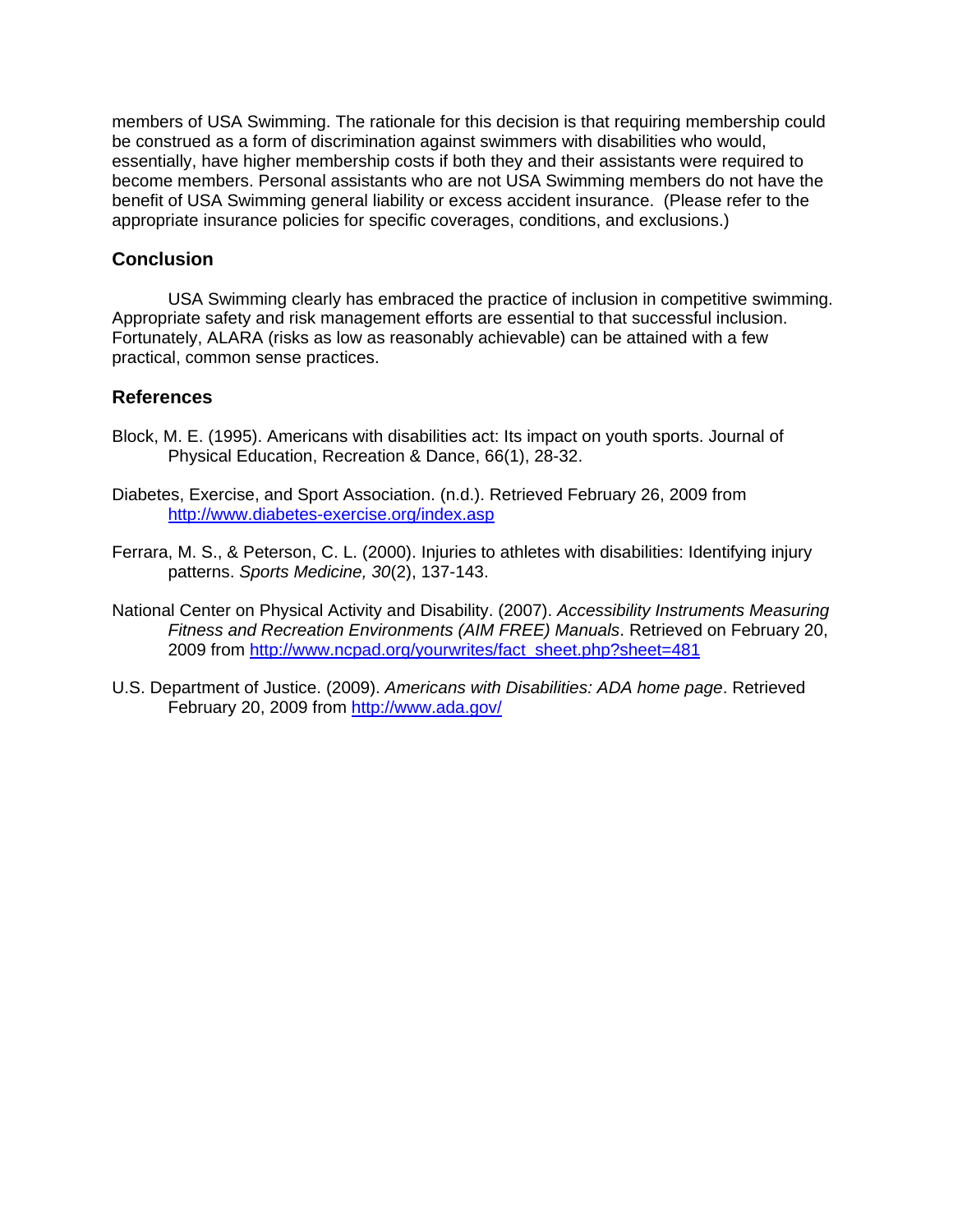members of USA Swimming. The rationale for this decision is that requiring membership could be construed as a form of discrimination against swimmers with disabilities who would, essentially, have higher membership costs if both they and their assistants were required to become members. Personal assistants who are not USA Swimming members do not have the benefit of USA Swimming general liability or excess accident insurance. (Please refer to the appropriate insurance policies for specific coverages, conditions, and exclusions.)

## Conclusion

USA Swimming clearly has embraced the practice of inclusion in competitive swimming. Appropriate safety and risk management efforts are essential to that successful inclusion. Fortunately, ALARA (risks as low as reasonably achievable) can be attained with a few practical, common sense practices.

## References

Block, M. E. (1995). Americans with disabilities act: Its impact on youth sports. Journal of Physical Education, Recreation & Dance, 66(1), 28-32.

Diabetes, Exercise, and Sport Association. (n.d.). Retrieved February 26, 2009 from http://www.diabetes-exercise.org/index.asp

Ferrara, M. S., & Peterson, C. L. (2000). Injuries to athletes with disabilities: Identifying injury patterns. *Sports Medicine, 30*(2), 137-143.

National Center on Physical Activity and Disability. (2007). *Accessibility Instruments Measuring Fitness and Recreation Environments (AIM FREE) Manuals*. Retrieved on February 20, 2009 from http://www.ncpad.org/yourwrites/fact_sheet.php?sheet=481

U.S. Department of Justice. (2009). *Americans with Disabilities: ADA home page*. Retrieved February 20, 2009 from http://www.ada.gov/